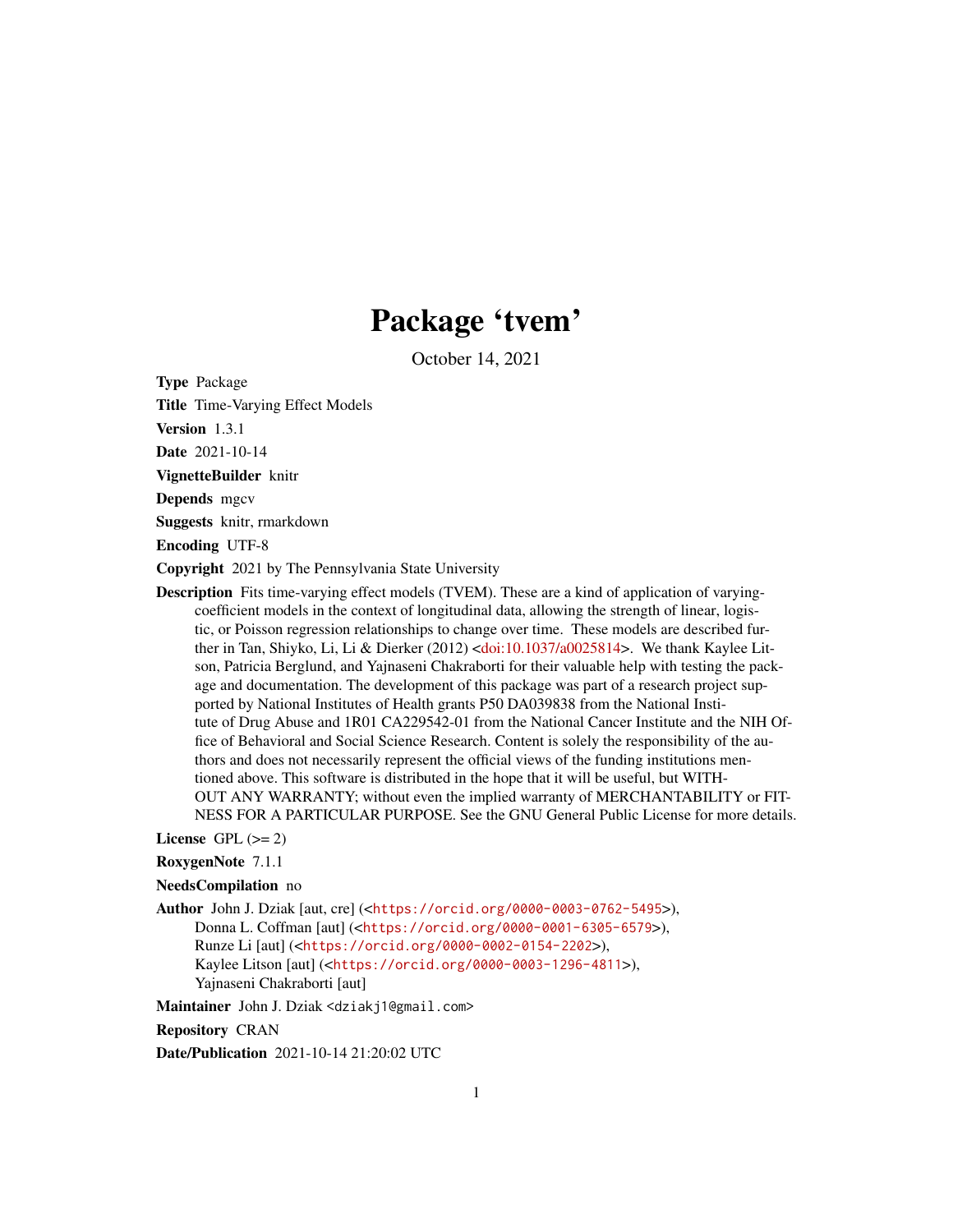# Package 'tvem'

October 14, 2021

**Type** Package

**Title** Time-Varying Effect Models

**Version** 1.3.1

**Date** 2021-10-14

**VignetteBuilder** knitr

**Depends** mgcv

**Suggests** knitr, rmarkdown

**Encoding** UTF-8

**Copyright** 2021 by The Pennsylvania State University

**Description** Fits time-varying effect models (TVEM). These are a kind of application of varying-coefficient models in the context of longitudinal data, allowing the strength of linear, logistic, or Poisson regression relationships to change over time. These models are described further in Tan, Shiyko, Li, Li & Dierker (2012) <doi:10.1037/a0025814>. We thank Kaylee Litson, Patricia Berglund, and Yajnaseni Chakraborti for their valuable help with testing the package and documentation. The development of this package was part of a research project supported by National Institutes of Health grants P50 DA039838 from the National Institute of Drug Abuse and 1R01 CA229542-01 from the National Cancer Institute and the NIH Office of Behavioral and Social Science Research. Content is solely the responsibility of the authors and does not necessarily represent the official views of the funding institutions mentioned above. This software is distributed in the hope that it will be useful, but WITHOUT ANY WARRANTY; without even the implied warranty of MERCHANTABILITY or FITNESS FOR A PARTICULAR PURPOSE. See the GNU General Public License for more details.

**License** GPL (>= 2)

**RoxygenNote** 7.1.1

**NeedsCompilation** no

**Author** John J. Dziak [aut, cre] (<https://orcid.org/0000-0003-0762-5495>), Donna L. Coffman [aut] (<https://orcid.org/0000-0001-6305-6579>), Runze Li [aut] (<https://orcid.org/0000-0002-0154-2202>), Kaylee Litson [aut] (<https://orcid.org/0000-0003-1296-4811>), Yajnaseni Chakraborti [aut]

**Maintainer** John J. Dziak <dziakj1@gmail.com>

**Repository** CRAN

**Date/Publication** 2021-10-14 21:20:02 UTC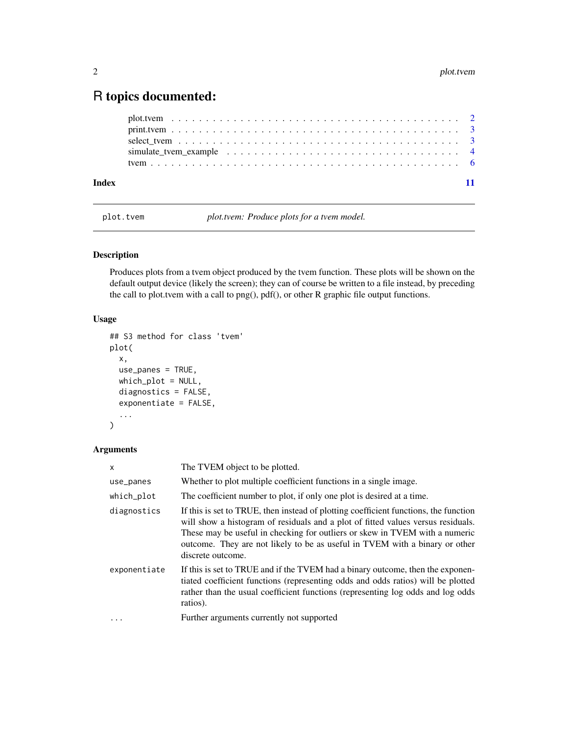# R topics documented:

plot.tvem . . . . . . . . . . . . . . . . . . . . . . . . . . . . . . . . . . . . . . . 2
print.tvem . . . . . . . . . . . . . . . . . . . . . . . . . . . . . . . . . . . . . . . 3
select_tvem . . . . . . . . . . . . . . . . . . . . . . . . . . . . . . . . . . . . . . 3
simulate_tvem_example . . . . . . . . . . . . . . . . . . . . . . . . . . . . . . . . 4
tvem . . . . . . . . . . . . . . . . . . . . . . . . . . . . . . . . . . . . . . . . . 6

**Index** **11**

---

`plot.tvem` *plot.tvem: Produce plots for a tvem model.*

---

### Description

Produces plots from a tvem object produced by the tvem function. These plots will be shown on the default output device (likely the screen); they can of course be written to a file instead, by preceding the call to plot.tvem with a call to png(), pdf(), or other R graphic file output functions.

### Usage

```
## S3 method for class 'tvem'
plot(
  x,
  use_panes = TRUE,
  which_plot = NULL,
  diagnostics = FALSE,
  exponentiate = FALSE,
  ...
)
```

### Arguments

| | |
|---|---|
| `x` | The TVEM object to be plotted. |
| `use_panes` | Whether to plot multiple coefficient functions in a single image. |
| `which_plot` | The coefficient number to plot, if only one plot is desired at a time. |
| `diagnostics` | If this is set to TRUE, then instead of plotting coefficient functions, the function will show a histogram of residuals and a plot of fitted values versus residuals. These may be useful in checking for outliers or skew in TVEM with a numeric outcome. They are not likely to be as useful in TVEM with a binary or other discrete outcome. |
| `exponentiate` | If this is set to TRUE and if the TVEM had a binary outcome, then the exponentiated coefficient functions (representing odds and odds ratios) will be plotted rather than the usual coefficient functions (representing log odds and log odds ratios). |
| `...` | Further arguments currently not supported |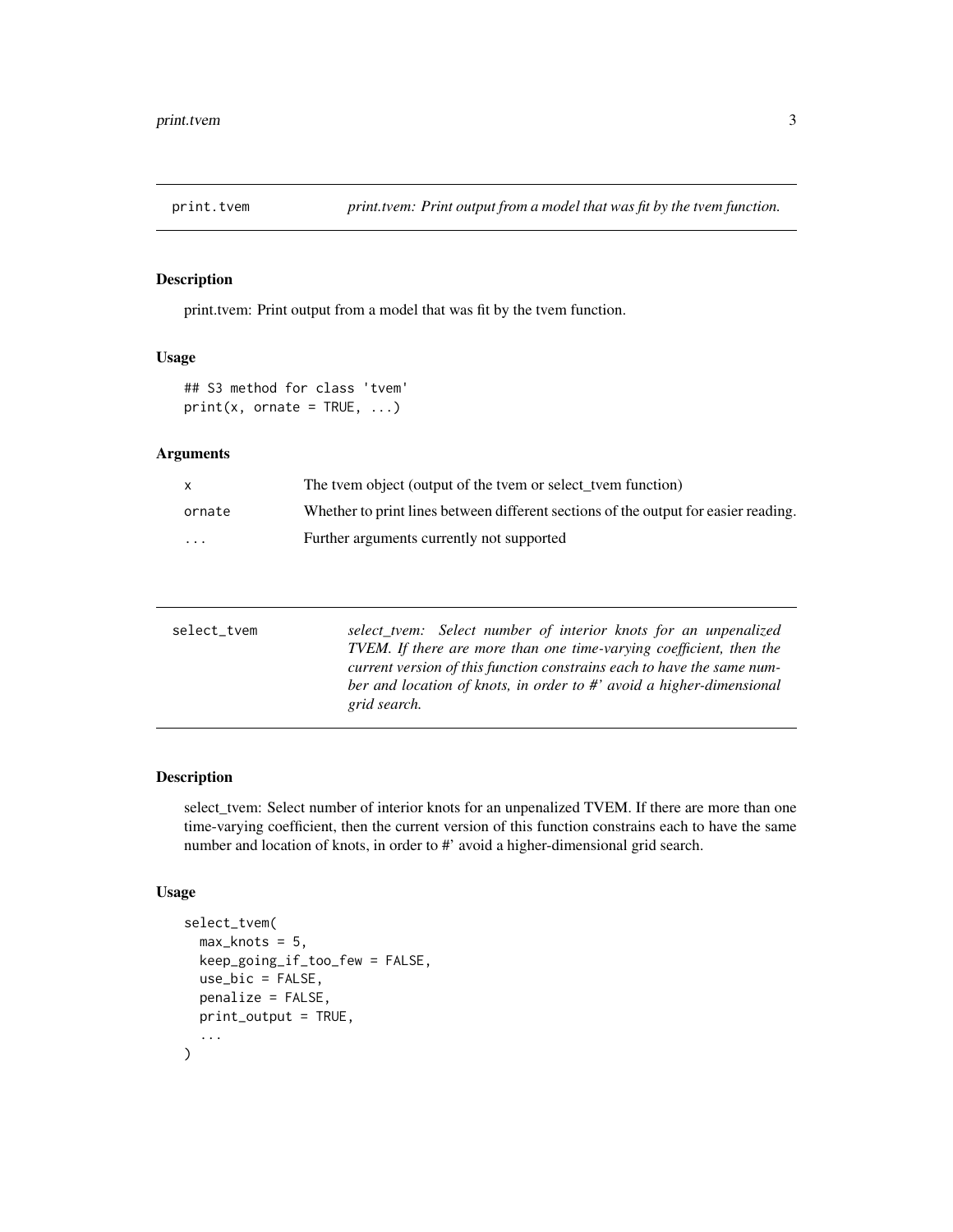## print.tvem

*print.tvem: Print output from a model that was fit by the tvem function.*

### Description

print.tvem: Print output from a model that was fit by the tvem function.

### Usage

```
## S3 method for class 'tvem'
print(x, ornate = TRUE, ...)
```

### Arguments

| | |
|---|---|
| x | The tvem object (output of the tvem or select_tvem function) |
| ornate | Whether to print lines between different sections of the output for easier reading. |
| ... | Further arguments currently not supported |

## select_tvem

*select_tvem: Select number of interior knots for an unpenalized TVEM. If there are more than one time-varying coefficient, then the current version of this function constrains each to have the same number and location of knots, in order to #' avoid a higher-dimensional grid search.*

### Description

select_tvem: Select number of interior knots for an unpenalized TVEM. If there are more than one time-varying coefficient, then the current version of this function constrains each to have the same number and location of knots, in order to #' avoid a higher-dimensional grid search.

### Usage

```
select_tvem(
  max_knots = 5,
  keep_going_if_too_few = FALSE,
  use_bic = FALSE,
  penalize = FALSE,
  print_output = TRUE,
  ...
)
```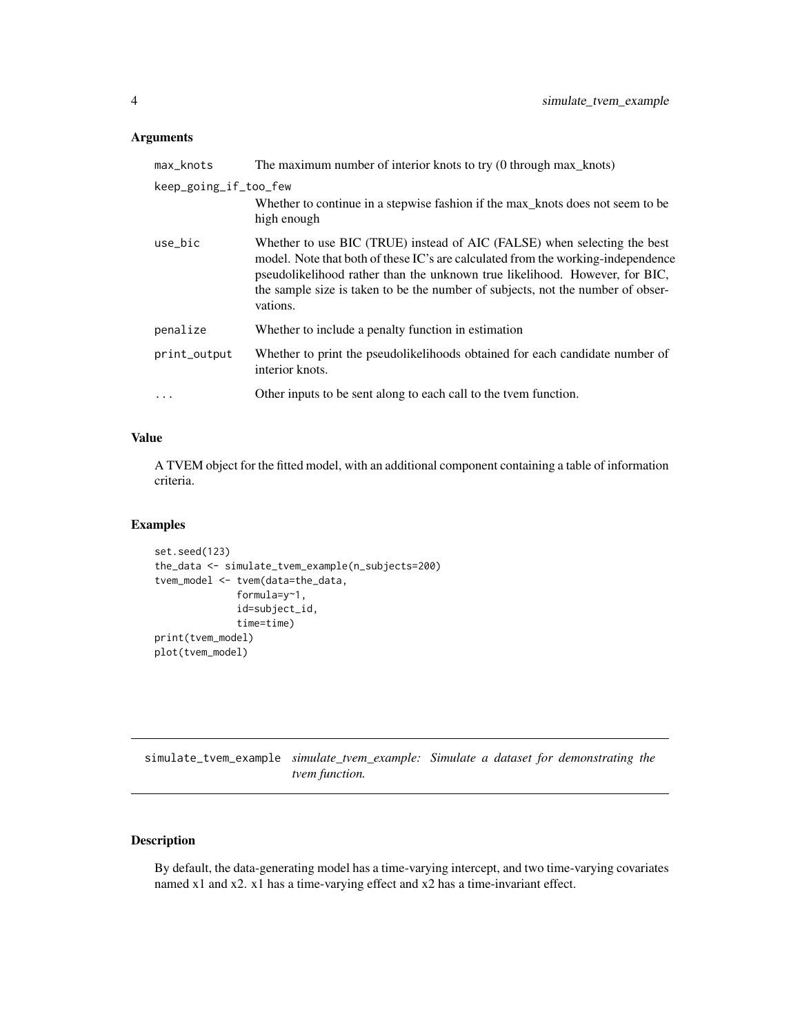## Arguments

| | |
|---|---|
| max_knots | The maximum number of interior knots to try (0 through max_knots) |
| keep_going_if_too_few | Whether to continue in a stepwise fashion if the max_knots does not seem to be high enough |
| use_bic | Whether to use BIC (TRUE) instead of AIC (FALSE) when selecting the best model. Note that both of these IC's are calculated from the working-independence pseudolikelihood rather than the unknown true likelihood. However, for BIC, the sample size is taken to be the number of subjects, not the number of observations. |
| penalize | Whether to include a penalty function in estimation |
| print_output | Whether to print the pseudolikelihoods obtained for each candidate number of interior knots. |
| ... | Other inputs to be sent along to each call to the tvem function. |

## Value

A TVEM object for the fitted model, with an additional component containing a table of information criteria.

## Examples

```
set.seed(123)
the_data <- simulate_tvem_example(n_subjects=200)
tvem_model <- tvem(data=the_data,
              formula=y~1,
              id=subject_id,
              time=time)
print(tvem_model)
plot(tvem_model)
```

---

# simulate_tvem_example — *simulate_tvem_example: Simulate a dataset for demonstrating the tvem function.*

---

## Description

By default, the data-generating model has a time-varying intercept, and two time-varying covariates named x1 and x2. x1 has a time-varying effect and x2 has a time-invariant effect.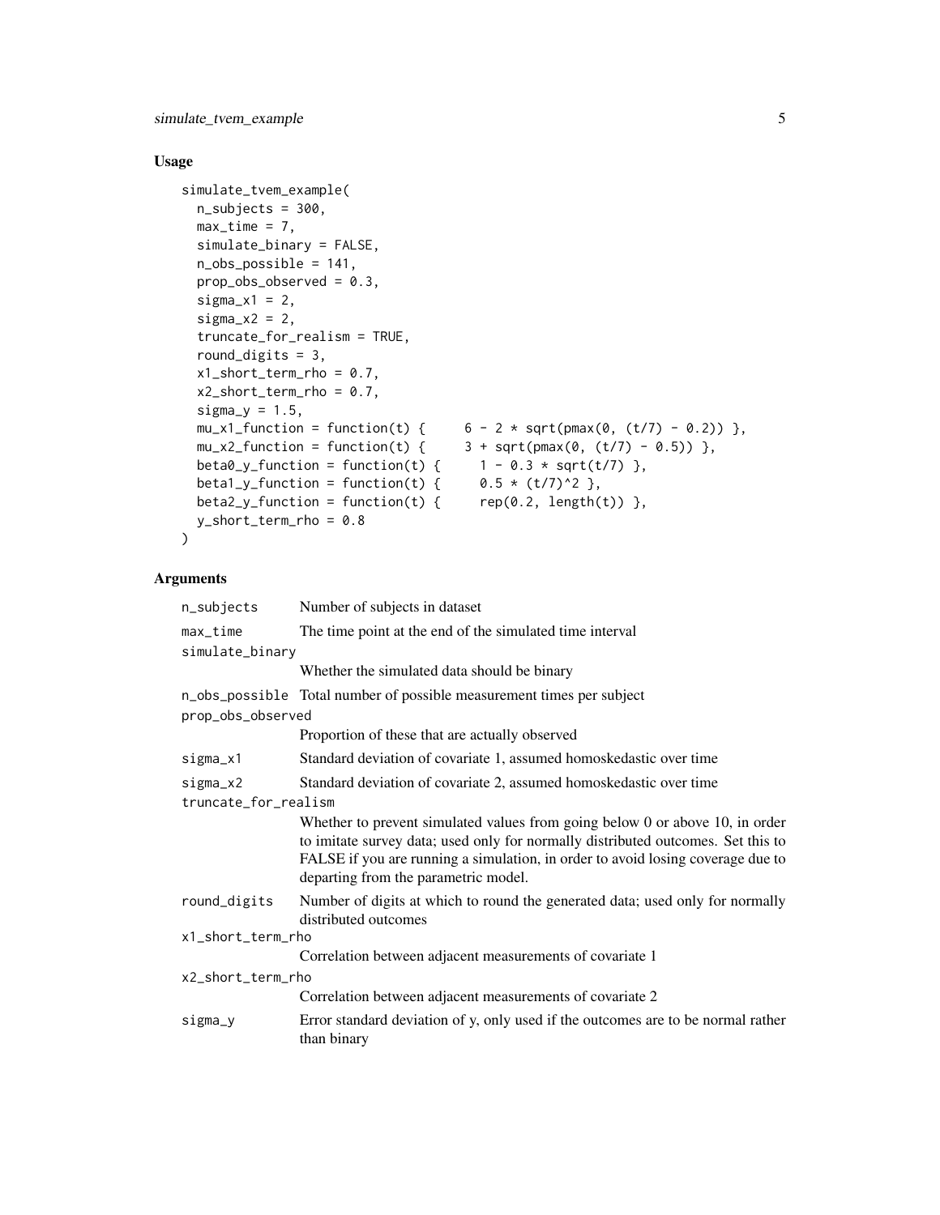## Usage

```
simulate_tvem_example(
  n_subjects = 300,
  max_time = 7,
  simulate_binary = FALSE,
  n_obs_possible = 141,
  prop_obs_observed = 0.3,
  sigma_x1 = 2,
  sigma_x2 = 2,
  truncate_for_realism = TRUE,
  round_digits = 3,
  x1_short_term_rho = 0.7,
  x2_short_term_rho = 0.7,
  sigma_y = 1.5,
  mu_x1_function = function(t) {     6 - 2 * sqrt(pmax(0, (t/7) - 0.2)) },
  mu_x2_function = function(t) {     3 + sqrt(pmax(0, (t/7) - 0.5)) },
  beta0_y_function = function(t) {     1 - 0.3 * sqrt(t/7) },
  beta1_y_function = function(t) {     0.5 * (t/7)^2 },
  beta2_y_function = function(t) {     rep(0.2, length(t)) },
  y_short_term_rho = 0.8
)
```

## Arguments

| Argument | Description |
|---|---|
| n_subjects | Number of subjects in dataset |
| max_time | The time point at the end of the simulated time interval |
| simulate_binary | Whether the simulated data should be binary |
| n_obs_possible | Total number of possible measurement times per subject |
| prop_obs_observed | Proportion of these that are actually observed |
| sigma_x1 | Standard deviation of covariate 1, assumed homoskedastic over time |
| sigma_x2 | Standard deviation of covariate 2, assumed homoskedastic over time |
| truncate_for_realism | Whether to prevent simulated values from going below 0 or above 10, in order to imitate survey data; used only for normally distributed outcomes. Set this to FALSE if you are running a simulation, in order to avoid losing coverage due to departing from the parametric model. |
| round_digits | Number of digits at which to round the generated data; used only for normally distributed outcomes |
| x1_short_term_rho | Correlation between adjacent measurements of covariate 1 |
| x2_short_term_rho | Correlation between adjacent measurements of covariate 2 |
| sigma_y | Error standard deviation of y, only used if the outcomes are to be normal rather than binary |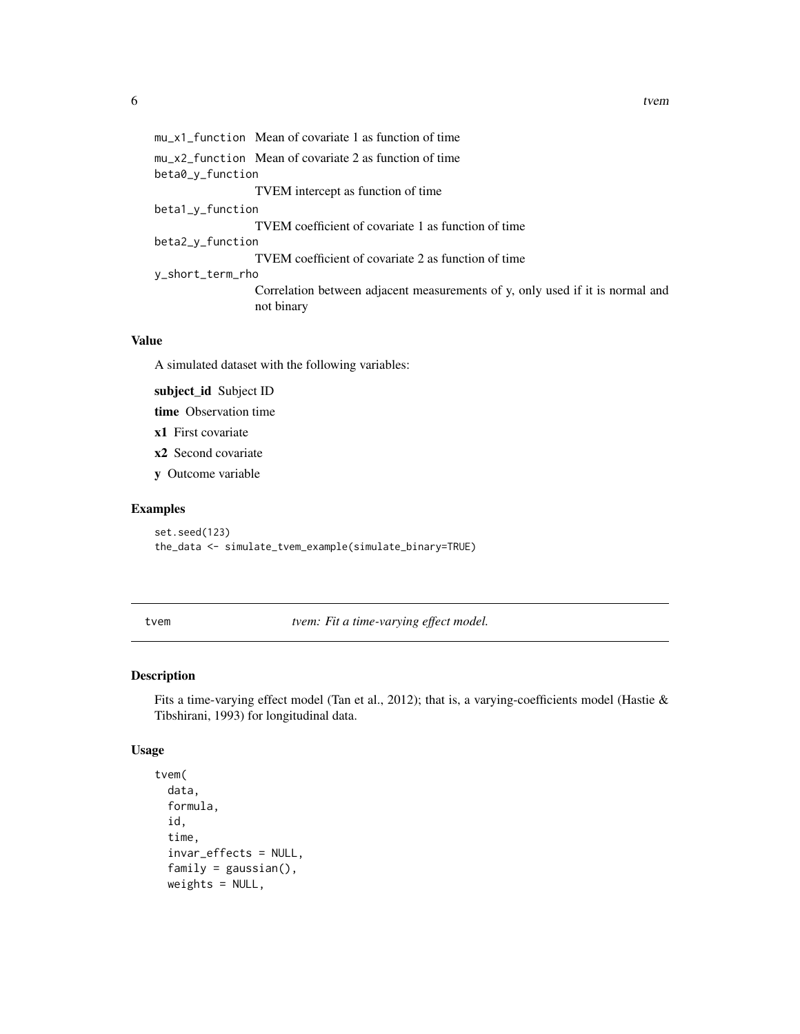`mu_x1_function` Mean of covariate 1 as function of time

`mu_x2_function` Mean of covariate 2 as function of time

`beta0_y_function` TVEM intercept as function of time

`beta1_y_function` TVEM coefficient of covariate 1 as function of time

`beta2_y_function` TVEM coefficient of covariate 2 as function of time

`y_short_term_rho` Correlation between adjacent measurements of y, only used if it is normal and not binary

### Value

A simulated dataset with the following variables:

**subject_id** Subject ID

**time** Observation time

**x1** First covariate

**x2** Second covariate

**y** Outcome variable

### Examples

```
set.seed(123)
the_data <- simulate_tvem_example(simulate_binary=TRUE)
```

---

## tvem — *tvem: Fit a time-varying effect model.*

### Description

Fits a time-varying effect model (Tan et al., 2012); that is, a varying-coefficients model (Hastie & Tibshirani, 1993) for longitudinal data.

### Usage

```
tvem(
  data,
  formula,
  id,
  time,
  invar_effects = NULL,
  family = gaussian(),
  weights = NULL,
```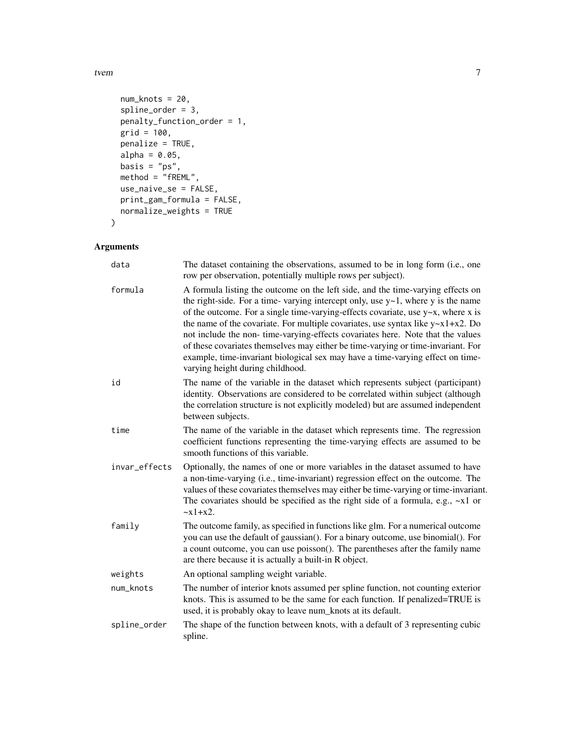```
  num_knots = 20,
  spline_order = 3,
  penalty_function_order = 1,
  grid = 100,
  penalize = TRUE,
  alpha = 0.05,
  basis = "ps",
  method = "fREML",
  use_naive_se = FALSE,
  print_gam_formula = FALSE,
  normalize_weights = TRUE
)
```

## Arguments

| | |
|---|---|
| data | The dataset containing the observations, assumed to be in long form (i.e., one row per observation, potentially multiple rows per subject). |
| formula | A formula listing the outcome on the left side, and the time-varying effects on the right-side. For a time- varying intercept only, use y~1, where y is the name of the outcome. For a single time-varying-effects covariate, use y~x, where x is the name of the covariate. For multiple covariates, use syntax like y~x1+x2. Do not include the non- time-varying-effects covariates here. Note that the values of these covariates themselves may either be time-varying or time-invariant. For example, time-invariant biological sex may have a time-varying effect on time-varying height during childhood. |
| id | The name of the variable in the dataset which represents subject (participant) identity. Observations are considered to be correlated within subject (although the correlation structure is not explicitly modeled) but are assumed independent between subjects. |
| time | The name of the variable in the dataset which represents time. The regression coefficient functions representing the time-varying effects are assumed to be smooth functions of this variable. |
| invar_effects | Optionally, the names of one or more variables in the dataset assumed to have a non-time-varying (i.e., time-invariant) regression effect on the outcome. The values of these covariates themselves may either be time-varying or time-invariant. The covariates should be specified as the right side of a formula, e.g., ~x1 or ~x1+x2. |
| family | The outcome family, as specified in functions like glm. For a numerical outcome you can use the default of gaussian(). For a binary outcome, use binomial(). For a count outcome, you can use poisson(). The parentheses after the family name are there because it is actually a built-in R object. |
| weights | An optional sampling weight variable. |
| num_knots | The number of interior knots assumed per spline function, not counting exterior knots. This is assumed to be the same for each function. If penalized=TRUE is used, it is probably okay to leave num_knots at its default. |
| spline_order | The shape of the function between knots, with a default of 3 representing cubic spline. |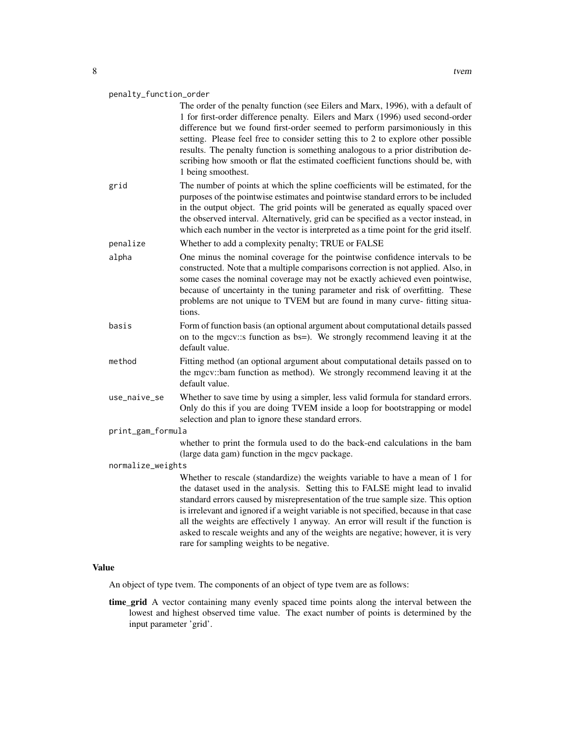penalty_function_order
: The order of the penalty function (see Eilers and Marx, 1996), with a default of 1 for first-order difference penalty. Eilers and Marx (1996) used second-order difference but we found first-order seemed to perform parsimoniously in this setting. Please feel free to consider setting this to 2 to explore other possible results. The penalty function is something analogous to a prior distribution describing how smooth or flat the estimated coefficient functions should be, with 1 being smoothest.

grid
: The number of points at which the spline coefficients will be estimated, for the purposes of the pointwise estimates and pointwise standard errors to be included in the output object. The grid points will be generated as equally spaced over the observed interval. Alternatively, grid can be specified as a vector instead, in which each number in the vector is interpreted as a time point for the grid itself.

penalize
: Whether to add a complexity penalty; TRUE or FALSE

alpha
: One minus the nominal coverage for the pointwise confidence intervals to be constructed. Note that a multiple comparisons correction is not applied. Also, in some cases the nominal coverage may not be exactly achieved even pointwise, because of uncertainty in the tuning parameter and risk of overfitting. These problems are not unique to TVEM but are found in many curve- fitting situations.

basis
: Form of function basis (an optional argument about computational details passed on to the mgcv::s function as bs=). We strongly recommend leaving it at the default value.

method
: Fitting method (an optional argument about computational details passed on to the mgcv::bam function as method). We strongly recommend leaving it at the default value.

use_naive_se
: Whether to save time by using a simpler, less valid formula for standard errors. Only do this if you are doing TVEM inside a loop for bootstrapping or model selection and plan to ignore these standard errors.

print_gam_formula
: whether to print the formula used to do the back-end calculations in the bam (large data gam) function in the mgcv package.

normalize_weights
: Whether to rescale (standardize) the weights variable to have a mean of 1 for the dataset used in the analysis. Setting this to FALSE might lead to invalid standard errors caused by misrepresentation of the true sample size. This option is irrelevant and ignored if a weight variable is not specified, because in that case all the weights are effectively 1 anyway. An error will result if the function is asked to rescale weights and any of the weights are negative; however, it is very rare for sampling weights to be negative.

## Value

An object of type tvem. The components of an object of type tvem are as follows:

**time_grid** A vector containing many evenly spaced time points along the interval between the lowest and highest observed time value. The exact number of points is determined by the input parameter 'grid'.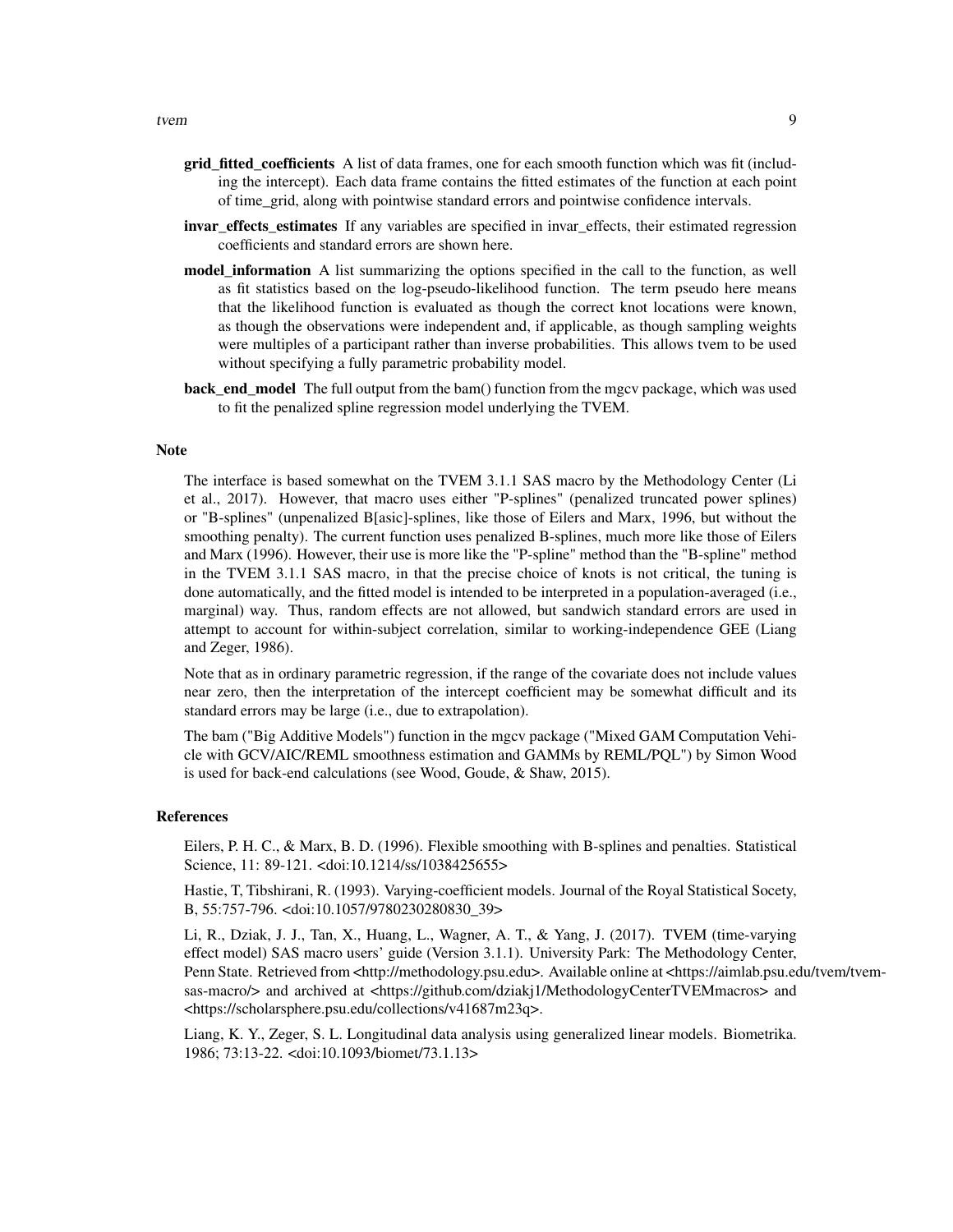**grid_fitted_coefficients** A list of data frames, one for each smooth function which was fit (including the intercept). Each data frame contains the fitted estimates of the function at each point of time_grid, along with pointwise standard errors and pointwise confidence intervals.

**invar_effects_estimates** If any variables are specified in invar_effects, their estimated regression coefficients and standard errors are shown here.

**model_information** A list summarizing the options specified in the call to the function, as well as fit statistics based on the log-pseudo-likelihood function. The term pseudo here means that the likelihood function is evaluated as though the correct knot locations were known, as though the observations were independent and, if applicable, as though sampling weights were multiples of a participant rather than inverse probabilities. This allows tvem to be used without specifying a fully parametric probability model.

**back_end_model** The full output from the bam() function from the mgcv package, which was used to fit the penalized spline regression model underlying the TVEM.

## Note

The interface is based somewhat on the TVEM 3.1.1 SAS macro by the Methodology Center (Li et al., 2017). However, that macro uses either "P-splines" (penalized truncated power splines) or "B-splines" (unpenalized B[asic]-splines, like those of Eilers and Marx, 1996, but without the smoothing penalty). The current function uses penalized B-splines, much more like those of Eilers and Marx (1996). However, their use is more like the "P-spline" method than the "B-spline" method in the TVEM 3.1.1 SAS macro, in that the precise choice of knots is not critical, the tuning is done automatically, and the fitted model is intended to be interpreted in a population-averaged (i.e., marginal) way. Thus, random effects are not allowed, but sandwich standard errors are used in attempt to account for within-subject correlation, similar to working-independence GEE (Liang and Zeger, 1986).

Note that as in ordinary parametric regression, if the range of the covariate does not include values near zero, then the interpretation of the intercept coefficient may be somewhat difficult and its standard errors may be large (i.e., due to extrapolation).

The bam ("Big Additive Models") function in the mgcv package ("Mixed GAM Computation Vehicle with GCV/AIC/REML smoothness estimation and GAMMs by REML/PQL") by Simon Wood is used for back-end calculations (see Wood, Goude, & Shaw, 2015).

## References

Eilers, P. H. C., & Marx, B. D. (1996). Flexible smoothing with B-splines and penalties. Statistical Science, 11: 89-121. <doi:10.1214/ss/1038425655>

Hastie, T, Tibshirani, R. (1993). Varying-coefficient models. Journal of the Royal Statistical Socety, B, 55:757-796. <doi:10.1057/9780230280830_39>

Li, R., Dziak, J. J., Tan, X., Huang, L., Wagner, A. T., & Yang, J. (2017). TVEM (time-varying effect model) SAS macro users' guide (Version 3.1.1). University Park: The Methodology Center, Penn State. Retrieved from <http://methodology.psu.edu>. Available online at <https://aimlab.psu.edu/tvem/tvem-sas-macro/> and archived at <https://github.com/dziakj1/MethodologyCenterTVEMmacros> and <https://scholarsphere.psu.edu/collections/v41687m23q>.

Liang, K. Y., Zeger, S. L. Longitudinal data analysis using generalized linear models. Biometrika. 1986; 73:13-22. <doi:10.1093/biomet/73.1.13>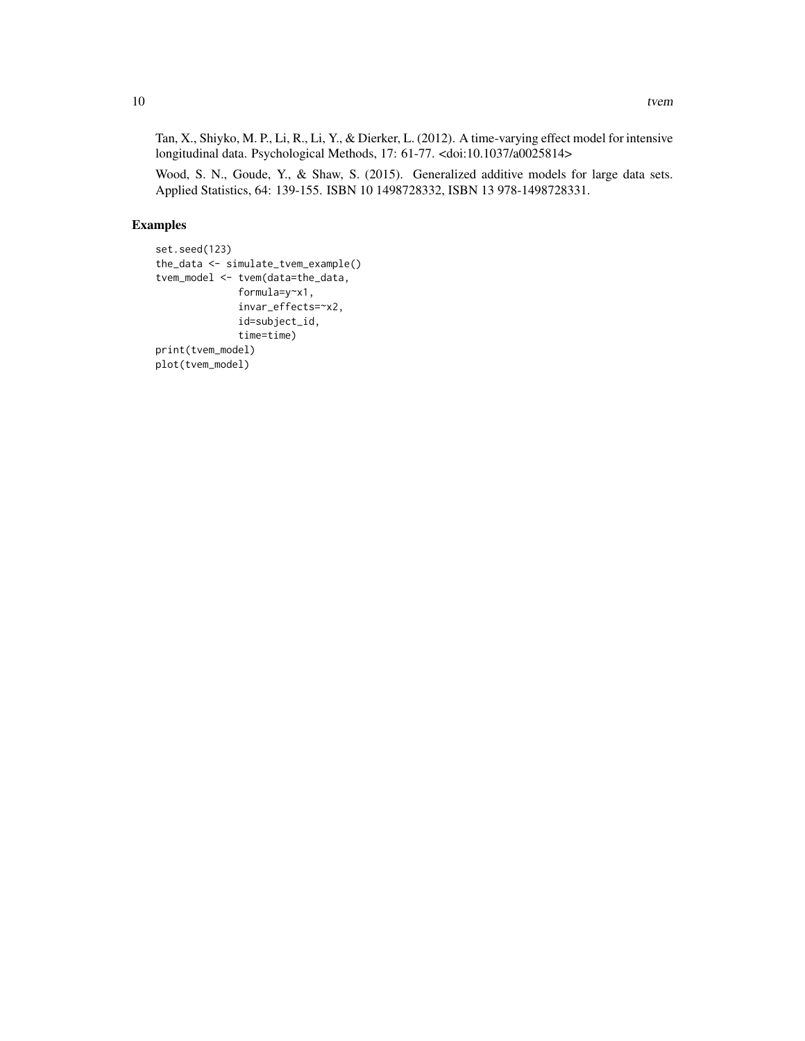Tan, X., Shiyko, M. P., Li, R., Li, Y., & Dierker, L. (2012). A time-varying effect model for intensive longitudinal data. Psychological Methods, 17: 61-77. <doi:10.1037/a0025814>

Wood, S. N., Goude, Y., & Shaw, S. (2015). Generalized additive models for large data sets. Applied Statistics, 64: 139-155. ISBN 10 1498728332, ISBN 13 978-1498728331.

## Examples

```
set.seed(123)
the_data <- simulate_tvem_example()
tvem_model <- tvem(data=the_data,
              formula=y~x1,
              invar_effects=~x2,
              id=subject_id,
              time=time)
print(tvem_model)
plot(tvem_model)
```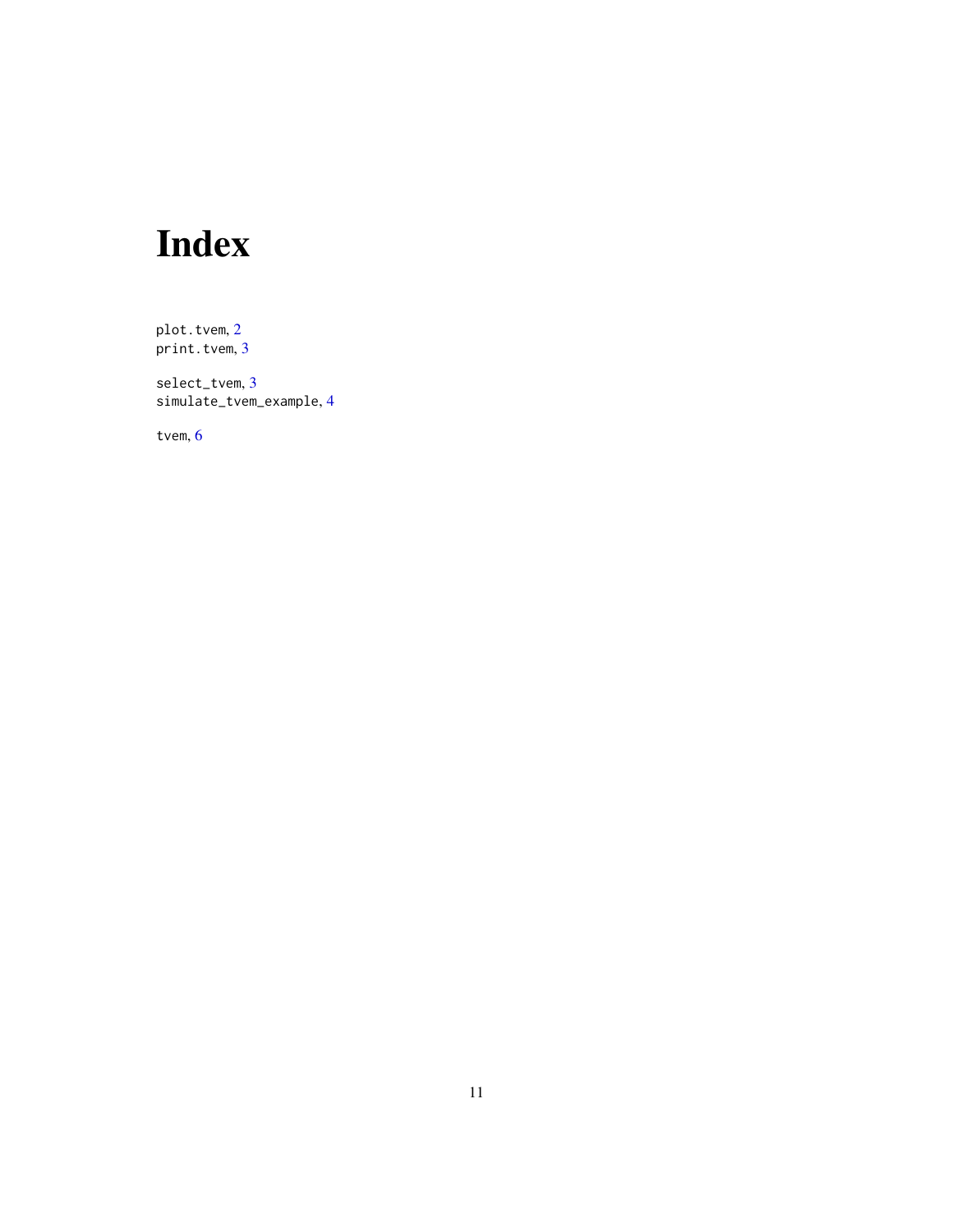# Index

plot.tvem, 2
print.tvem, 3

select_tvem, 3
simulate_tvem_example, 4

tvem, 6